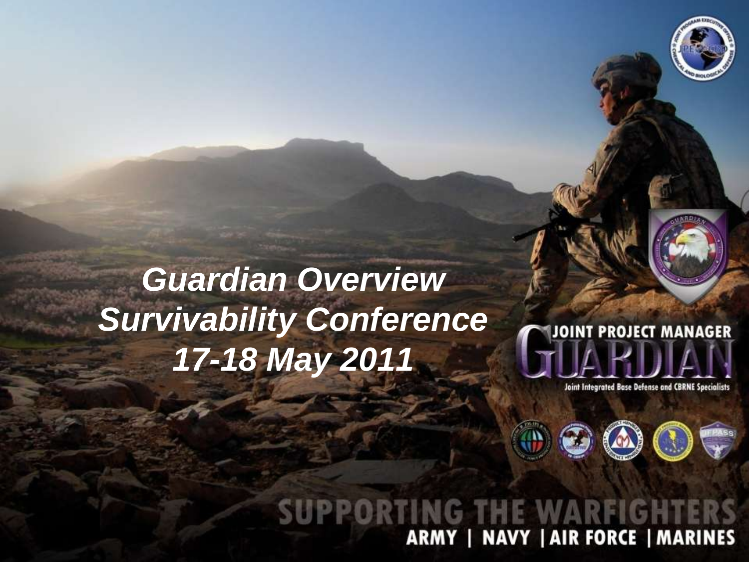# Guardian Overview Survivability Conference 17-18 May 2011

JOINT PROJECT MANAGER

GUARDIAN

Joint Integrated Base Defense and CBRNE Specialists

SUPPORTING THE WARFIGHTERS

ARMY | NAVY | AIR FORCE | MARINES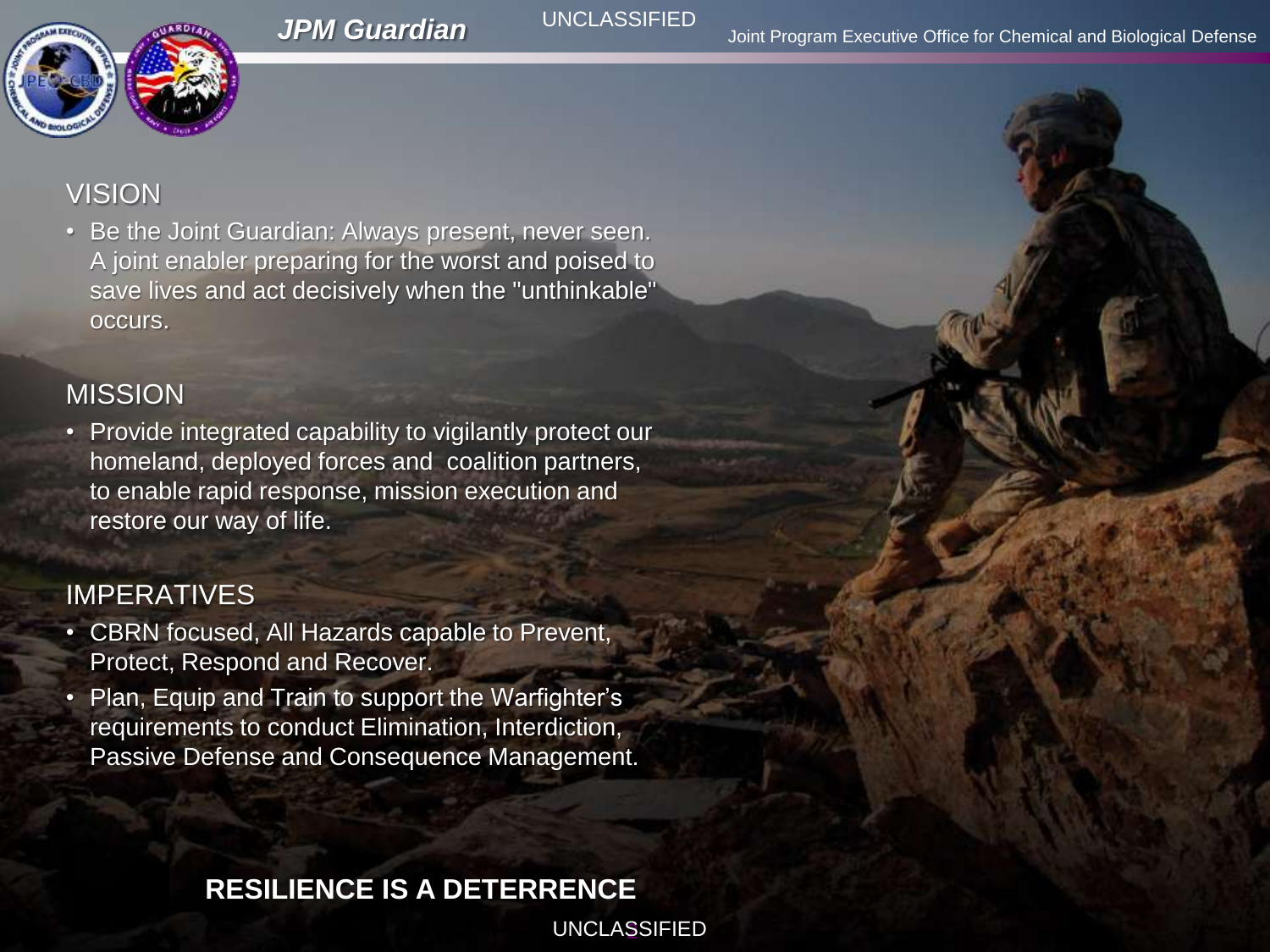# JPM Guardian

## VISION

- Be the Joint Guardian: Always present, never seen. A joint enabler preparing for the worst and poised to save lives and act decisively when the "unthinkable" occurs.

## MISSION

- Provide integrated capability to vigilantly protect our homeland, deployed forces and coalition partners, to enable rapid response, mission execution and restore our way of life.

## IMPERATIVES

- CBRN focused, All Hazards capable to Prevent, Protect, Respond and Recover.
- Plan, Equip and Train to support the Warfighter's requirements to conduct Elimination, Interdiction, Passive Defense and Consequence Management.

**RESILIENCE IS A DETERRENCE**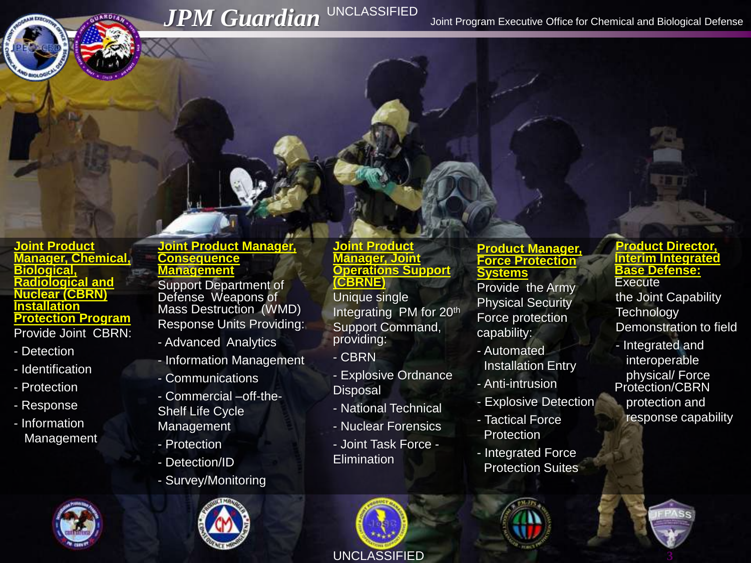# JPM Guardian

UNCLASSIFIED

Joint Program Executive Office for Chemical and Biological Defense

**Joint Product Manager, Chemical, Biological, Radiological and Nuclear (CBRN) Installation Protection Program**

Provide Joint CBRN:

- Detection
- Identification
- Protection
- Response
- Information Management

**Joint Product Manager, Consequence Management**

Support Department of Defense Weapons of Mass Destruction (WMD) Response Units Providing:

- Advanced Analytics
- Information Management
- Communications
- Commercial –off-the-Shelf Life Cycle Management
- Protection
- Detection/ID
- Survey/Monitoring

**Joint Product Manager, Joint Operations Support (CBRNE)**

Unique single Integrating PM for 20th Support Command, providing:

- CBRN
- Explosive Ordnance Disposal
- National Technical
- Nuclear Forensics
- Joint Task Force - Elimination

**Product Manager, Force Protection Systems**

Provide the Army Physical Security Force protection capability:

- Automated Installation Entry
- Anti-intrusion
- Explosive Detection
- Tactical Force Protection
- Integrated Force Protection Suites

**Product Director, Interim Integrated Base Defense:**

Execute the Joint Capability Technology Demonstration to field

- Integrated and interoperable physical/ Force Protection/CBRN protection and response capability

UNCLASSIFIED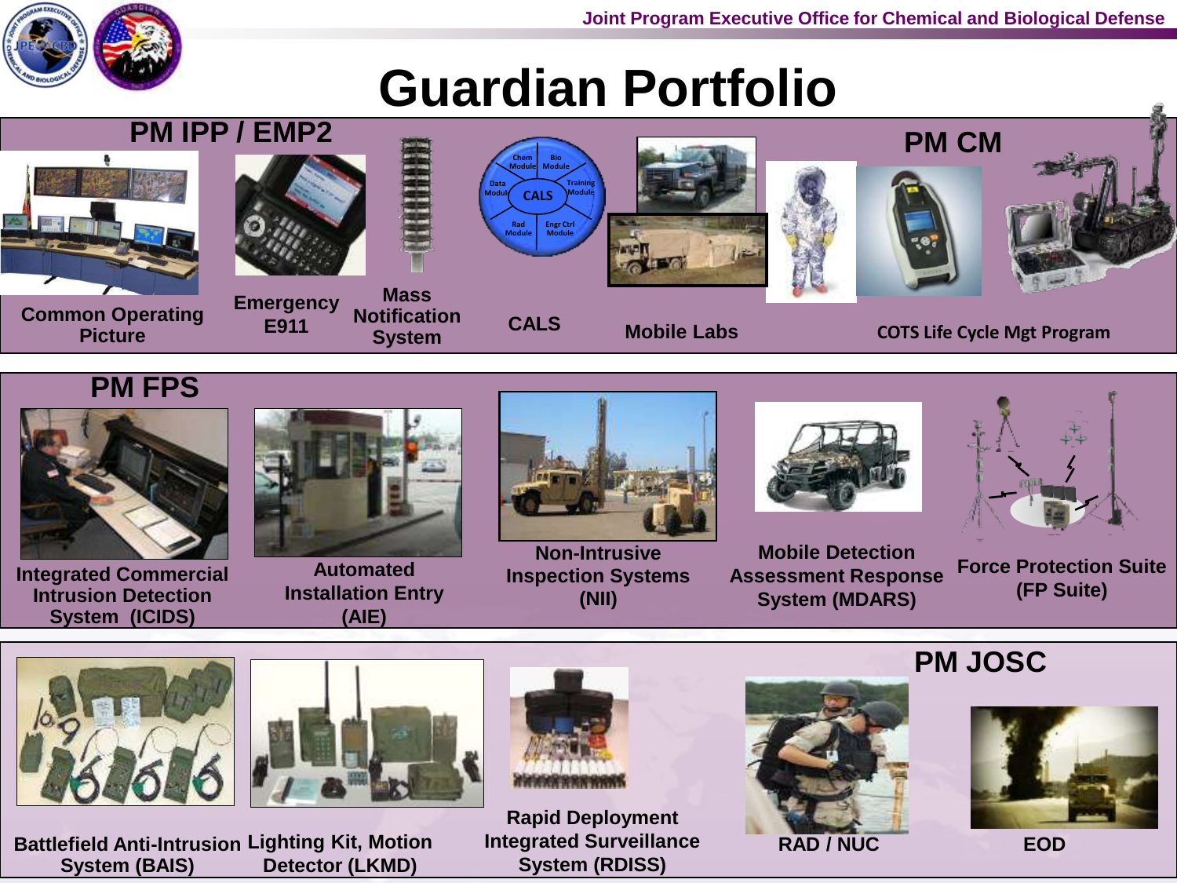# Guardian Portfolio

## PM IPP / EMP2

- Common Operating Picture
- Emergency E911
- Mass Notification System
- CALS
  - Chem Module
  - Bio Module
  - Data Module
  - Training Module
  - Rad Module
  - Engr Ctrl Module

## PM CM

- Mobile Labs
- COTS Life Cycle Mgt Program

## PM FPS

- Integrated Commercial Intrusion Detection System (ICIDS)
- Automated Installation Entry (AIE)
- Non-Intrusive Inspection Systems (NII)
- Mobile Detection Assessment Response System (MDARS)
- Force Protection Suite (FP Suite)

## PM JOSC

- Battlefield Anti-Intrusion System (BAIS)
- Lighting Kit, Motion Detector (LKMD)
- Rapid Deployment Integrated Surveillance System (RDISS)
- RAD / NUC
- EOD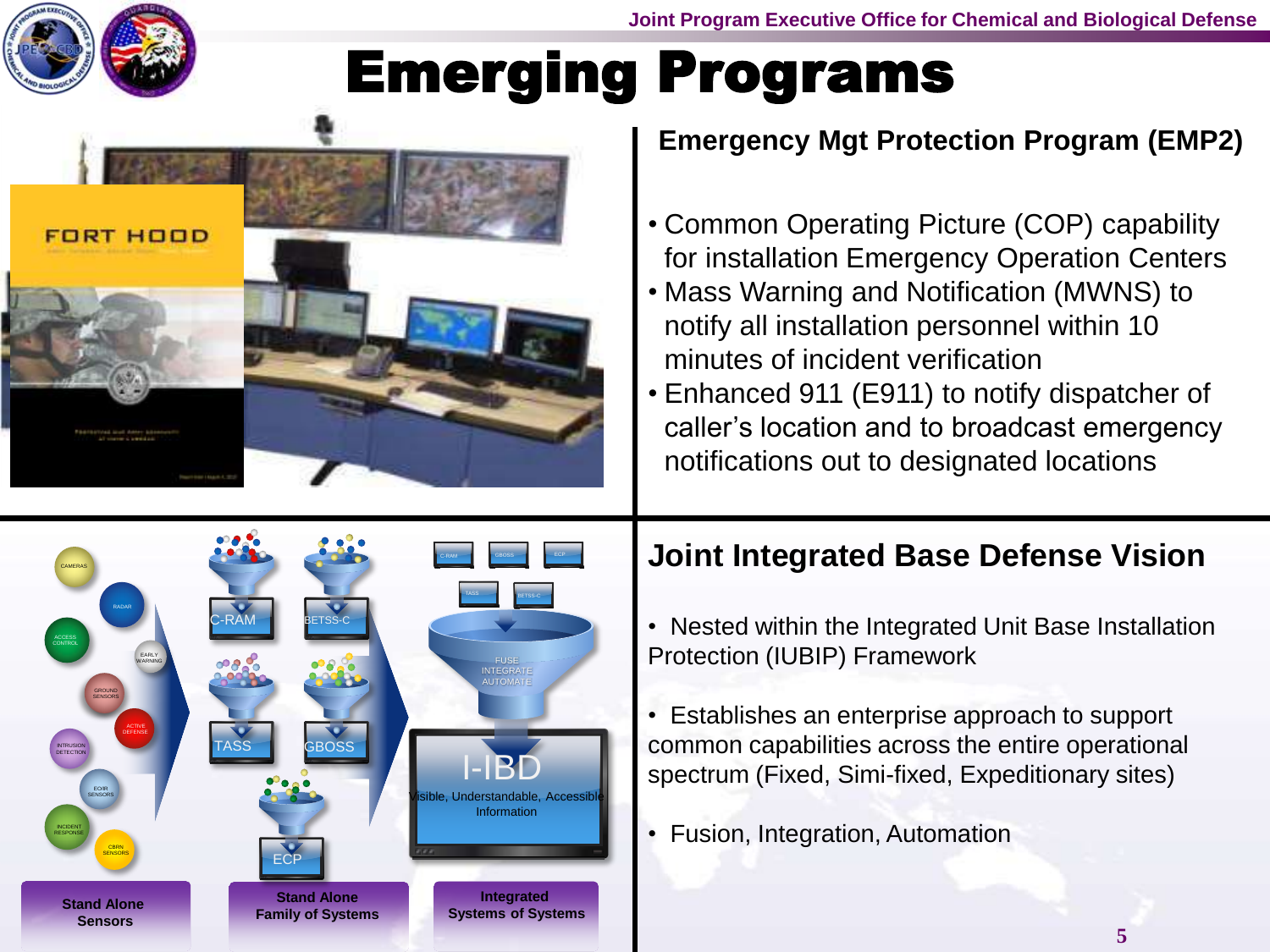# Emerging Programs

## Emergency Mgt Protection Program (EMP2)

- Common Operating Picture (COP) capability for installation Emergency Operation Centers
- Mass Warning and Notification (MWNS) to notify all installation personnel within 10 minutes of incident verification
- Enhanced 911 (E911) to notify dispatcher of caller's location and to broadcast emergency notifications out to designated locations

## Joint Integrated Base Defense Vision

- Nested within the Integrated Unit Base Installation Protection (IUBIP) Framework
- Establishes an enterprise approach to support common capabilities across the entire operational spectrum (Fixed, Simi-fixed, Expeditionary sites)
- Fusion, Integration, Automation

Stand Alone Sensors

Stand Alone Family of Systems

Integrated Systems of Systems